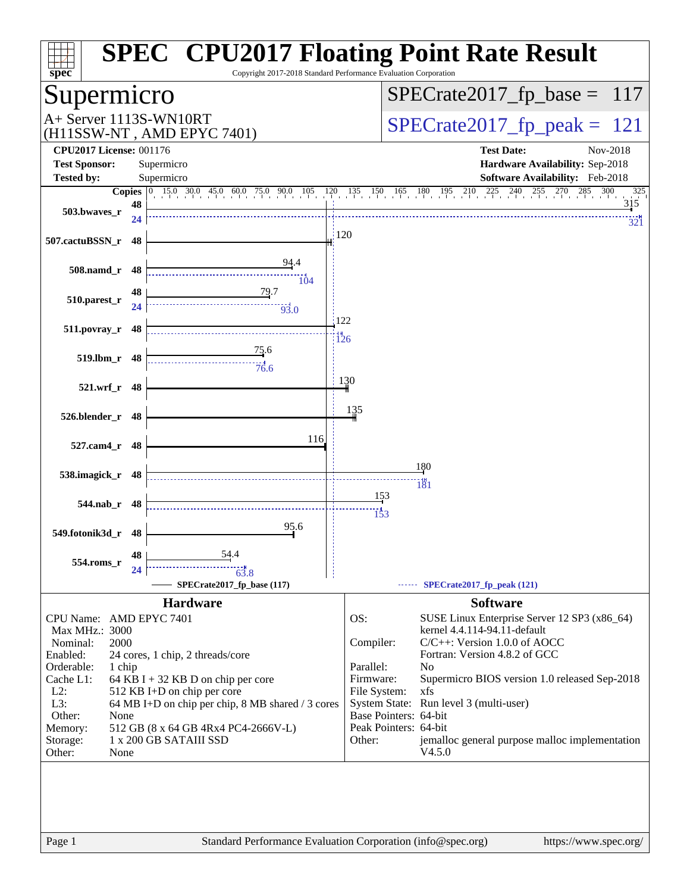# SPEC CPU2017 Floating Point Rate Result

Copyright 2017-2018 Standard Performance Evaluation Corporation

## Supermicro

A+ Server 1113S-WN10RT
(H11SSW-NT , AMD EPYC 7401)

SPECrate2017_fp_base = 117

SPECrate2017_fp_peak = 121

| | | | |
|---|---|---|---|
| **CPU2017 License:** | 001176 | **Test Date:** | Nov-2018 |
| **Test Sponsor:** | Supermicro | **Hardware Availability:** | Sep-2018 |
| **Tested by:** | Supermicro | **Software Availability:** | Feb-2018 |

| Benchmark | Copies | Base | Peak |
|---|---|---|---|
| 503.bwaves_r | 48 / 24 | 315 | 321 |
| 507.cactuBSSN_r | 48 | 120 | |
| 508.namd_r | 48 | 94.4 | 104 |
| 510.parest_r | 48 / 24 | 79.7 | 93.0 |
| 511.povray_r | 48 | 122 | 126 |
| 519.lbm_r | 48 | 75.6 | 76.6 |
| 521.wrf_r | 48 | 130 | |
| 526.blender_r | 48 | 135 | |
| 527.cam4_r | 48 | 116 | |
| 538.imagick_r | 48 | 180 | 181 |
| 544.nab_r | 48 | 153 | 153 |
| 549.fotonik3d_r | 48 | 95.6 | |
| 554.roms_r | 48 / 24 | 54.4 | 63.8 |

SPECrate2017_fp_base (117) — SPECrate2017_fp_peak (121)

## Hardware

| | |
|---|---|
| CPU Name: | AMD EPYC 7401 |
| Max MHz.: | 3000 |
| Nominal: | 2000 |
| Enabled: | 24 cores, 1 chip, 2 threads/core |
| Orderable: | 1 chip |
| Cache L1: | 64 KB I + 32 KB D on chip per core |
| L2: | 512 KB I+D on chip per core |
| L3: | 64 MB I+D on chip per chip, 8 MB shared / 3 cores |
| Other: | None |
| Memory: | 512 GB (8 x 64 GB 4Rx4 PC4-2666V-L) |
| Storage: | 1 x 200 GB SATAIII SSD |
| Other: | None |

## Software

| | |
|---|---|
| OS: | SUSE Linux Enterprise Server 12 SP3 (x86_64) kernel 4.4.114-94.11-default |
| Compiler: | C/C++: Version 1.0.0 of AOCC; Fortran: Version 4.8.2 of GCC |
| Parallel: | No |
| Firmware: | Supermicro BIOS version 1.0 released Sep-2018 |
| File System: | xfs |
| System State: | Run level 3 (multi-user) |
| Base Pointers: | 64-bit |
| Peak Pointers: | 64-bit |
| Other: | jemalloc general purpose malloc implementation V4.5.0 |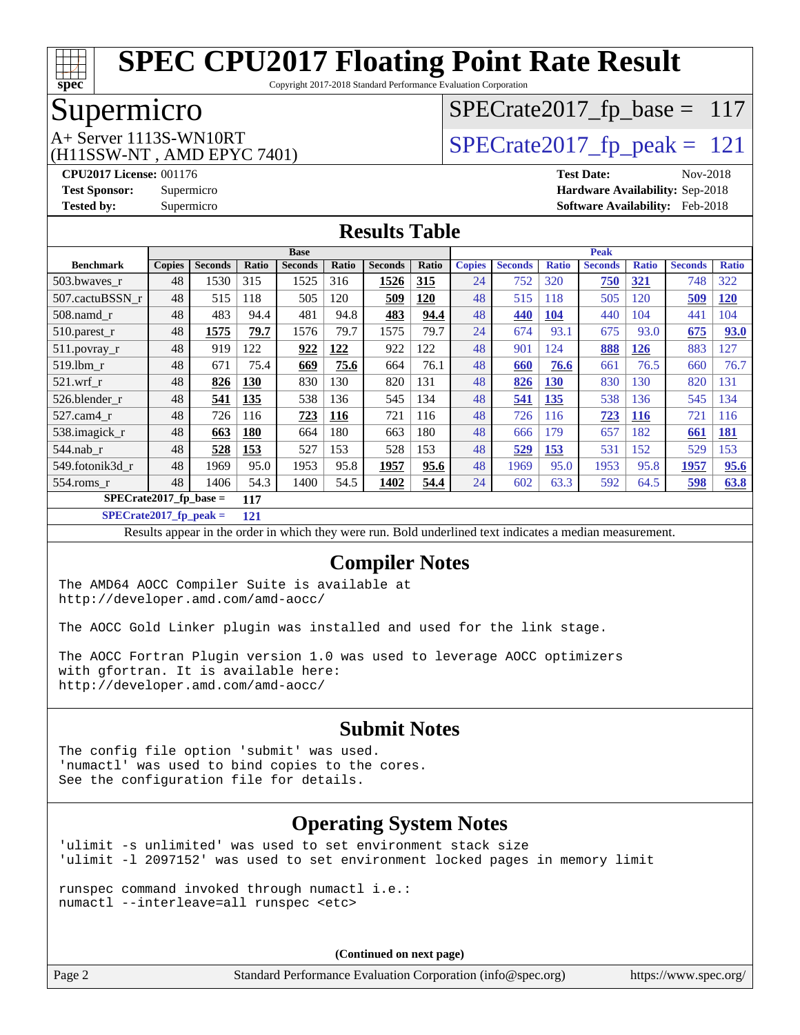# SPEC CPU2017 Floating Point Rate Result

Copyright 2017-2018 Standard Performance Evaluation Corporation

## Supermicro

A+ Server 1113S-WN10RT
(H11SSW-NT , AMD EPYC 7401)

SPECrate2017_fp_base = 117

SPECrate2017_fp_peak = 121

**CPU2017 License:** 001176
**Test Sponsor:** Supermicro
**Tested by:** Supermicro

**Test Date:** Nov-2018
**Hardware Availability:** Sep-2018
**Software Availability:** Feb-2018

## Results Table

| Benchmark | Base | | | | | | | Peak | | | | | | |
|---|---|---|---|---|---|---|---|---|---|---|---|---|---|---|
| | Copies | Seconds | Ratio | Seconds | Ratio | Seconds | Ratio | Copies | Seconds | Ratio | Seconds | Ratio | Seconds | Ratio |
| 503.bwaves_r | 48 | 1530 | 315 | 1525 | 316 | **1526** | **315** | 24 | 752 | 320 | **750** | **321** | 748 | 322 |
| 507.cactuBSSN_r | 48 | 515 | 118 | 505 | 120 | **509** | **120** | 48 | 515 | 118 | 505 | 120 | **509** | **120** |
| 508.namd_r | 48 | 483 | 94.4 | 481 | 94.8 | **483** | **94.4** | 48 | **440** | **104** | 440 | 104 | 441 | 104 |
| 510.parest_r | 48 | **1575** | **79.7** | 1576 | 79.7 | 1575 | 79.7 | 24 | 674 | 93.1 | 675 | 93.0 | **675** | **93.0** |
| 511.povray_r | 48 | 919 | 122 | **922** | **122** | 922 | 122 | 48 | 901 | 124 | **888** | **126** | 883 | 127 |
| 519.lbm_r | 48 | 671 | 75.4 | **669** | **75.6** | 664 | 76.1 | 48 | **660** | **76.6** | 661 | 76.5 | 660 | 76.7 |
| 521.wrf_r | 48 | **826** | **130** | 830 | 130 | 820 | 131 | 48 | **826** | **130** | 830 | 130 | 820 | 131 |
| 526.blender_r | 48 | **541** | **135** | 538 | 136 | 545 | 134 | 48 | **541** | **135** | 538 | 136 | 545 | 134 |
| 527.cam4_r | 48 | 726 | 116 | **723** | **116** | 721 | 116 | 48 | 726 | 116 | **723** | **116** | 721 | 116 |
| 538.imagick_r | 48 | **663** | **180** | 664 | 180 | 663 | 180 | 48 | 666 | 179 | 657 | 182 | **661** | **181** |
| 544.nab_r | 48 | **528** | **153** | 527 | 153 | 528 | 153 | 48 | **529** | **153** | 531 | 152 | 529 | 153 |
| 549.fotonik3d_r | 48 | 1969 | 95.0 | 1953 | 95.8 | **1957** | **95.6** | 48 | 1969 | 95.0 | 1953 | 95.8 | **1957** | **95.6** |
| 554.roms_r | 48 | 1406 | 54.3 | 1400 | 54.5 | **1402** | **54.4** | 24 | 602 | 63.3 | 592 | 64.5 | **598** | **63.8** |

SPECrate2017_fp_base = 117

SPECrate2017_fp_peak = 121

Results appear in the order in which they were run. Bold underlined text indicates a median measurement.

## Compiler Notes

```
The AMD64 AOCC Compiler Suite is available at
http://developer.amd.com/amd-aocc/

The AOCC Gold Linker plugin was installed and used for the link stage.

The AOCC Fortran Plugin version 1.0 was used to leverage AOCC optimizers
with gfortran. It is available here:
http://developer.amd.com/amd-aocc/
```

## Submit Notes

```
The config file option 'submit' was used.
'numactl' was used to bind copies to the cores.
See the configuration file for details.
```

## Operating System Notes

```
'ulimit -s unlimited' was used to set environment stack size
'ulimit -l 2097152' was used to set environment locked pages in memory limit

runspec command invoked through numactl i.e.:
numactl --interleave=all runspec <etc>
```

**(Continued on next page)**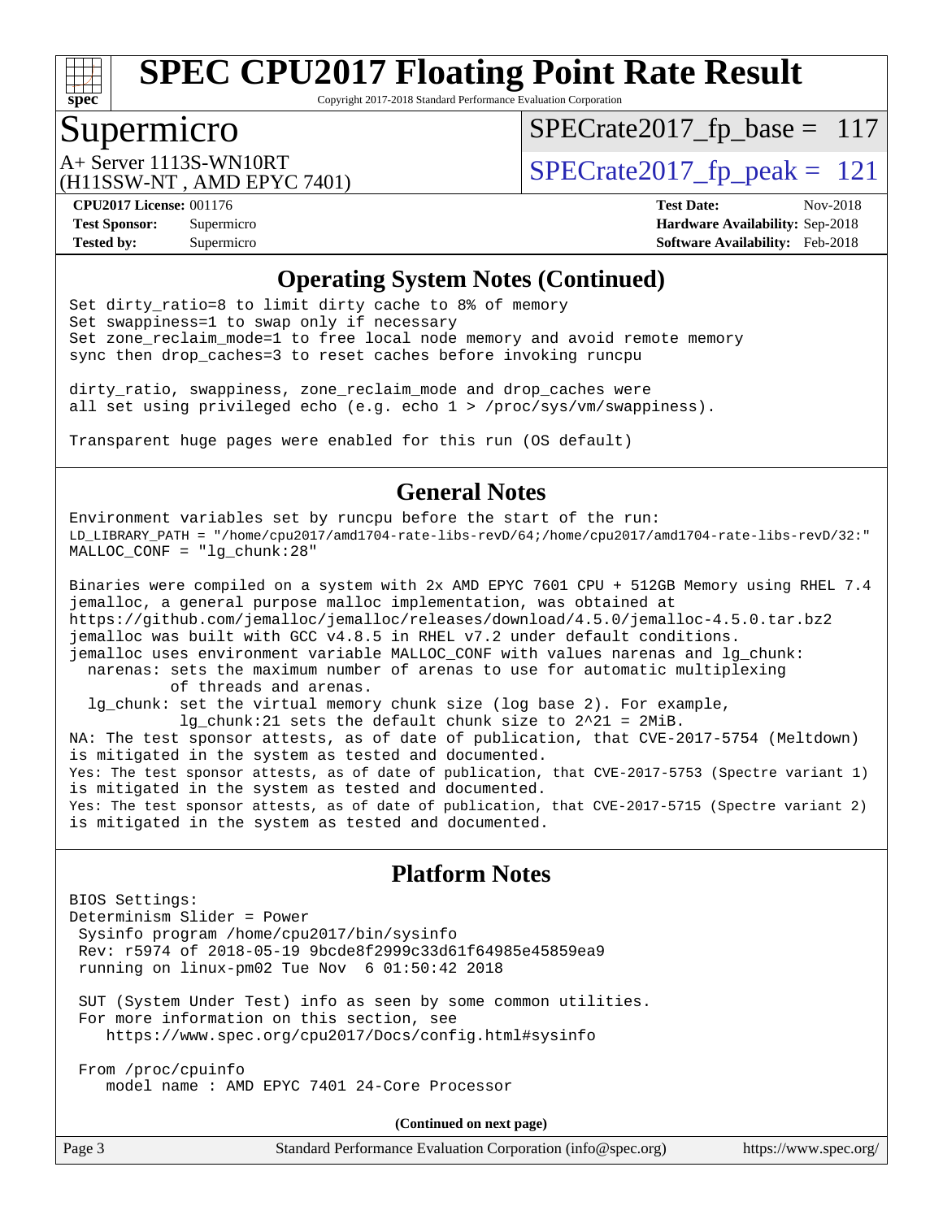# SPEC CPU2017 Floating Point Rate Result

Copyright 2017-2018 Standard Performance Evaluation Corporation

## Supermicro

A+ Server 1113S-WN10RT
(H11SSW-NT , AMD EPYC 7401)

SPECrate2017_fp_base = 117

SPECrate2017_fp_peak = 121

**CPU2017 License:** 001176
**Test Sponsor:** Supermicro
**Tested by:** Supermicro

**Test Date:** Nov-2018
**Hardware Availability:** Sep-2018
**Software Availability:** Feb-2018

## Operating System Notes (Continued)

```
Set dirty_ratio=8 to limit dirty cache to 8% of memory
Set swappiness=1 to swap only if necessary
Set zone_reclaim_mode=1 to free local node memory and avoid remote memory
sync then drop_caches=3 to reset caches before invoking runcpu

dirty_ratio, swappiness, zone_reclaim_mode and drop_caches were
all set using privileged echo (e.g. echo 1 > /proc/sys/vm/swappiness).

Transparent huge pages were enabled for this run (OS default)
```

## General Notes

```
Environment variables set by runcpu before the start of the run:
LD_LIBRARY_PATH = "/home/cpu2017/amd1704-rate-libs-revD/64;/home/cpu2017/amd1704-rate-libs-revD/32:"
MALLOC_CONF = "lg_chunk:28"

Binaries were compiled on a system with 2x AMD EPYC 7601 CPU + 512GB Memory using RHEL 7.4
jemalloc, a general purpose malloc implementation, was obtained at
https://github.com/jemalloc/jemalloc/releases/download/4.5.0/jemalloc-4.5.0.tar.bz2
jemalloc was built with GCC v4.8.5 in RHEL v7.2 under default conditions.
jemalloc uses environment variable MALLOC_CONF with values narenas and lg_chunk:
  narenas: sets the maximum number of arenas to use for automatic multiplexing
           of threads and arenas.
  lg_chunk: set the virtual memory chunk size (log base 2). For example,
            lg_chunk:21 sets the default chunk size to 2^21 = 2MiB.
NA: The test sponsor attests, as of date of publication, that CVE-2017-5754 (Meltdown)
is mitigated in the system as tested and documented.
Yes: The test sponsor attests, as of date of publication, that CVE-2017-5753 (Spectre variant 1)
is mitigated in the system as tested and documented.
Yes: The test sponsor attests, as of date of publication, that CVE-2017-5715 (Spectre variant 2)
is mitigated in the system as tested and documented.
```

## Platform Notes

```
BIOS Settings:
Determinism Slider = Power
 Sysinfo program /home/cpu2017/bin/sysinfo
 Rev: r5974 of 2018-05-19 9bcde8f2999c33d61f64985e45859ea9
 running on linux-pm02 Tue Nov  6 01:50:42 2018

 SUT (System Under Test) info as seen by some common utilities.
 For more information on this section, see
    https://www.spec.org/cpu2017/Docs/config.html#sysinfo

 From /proc/cpuinfo
    model name : AMD EPYC 7401 24-Core Processor
```

**(Continued on next page)**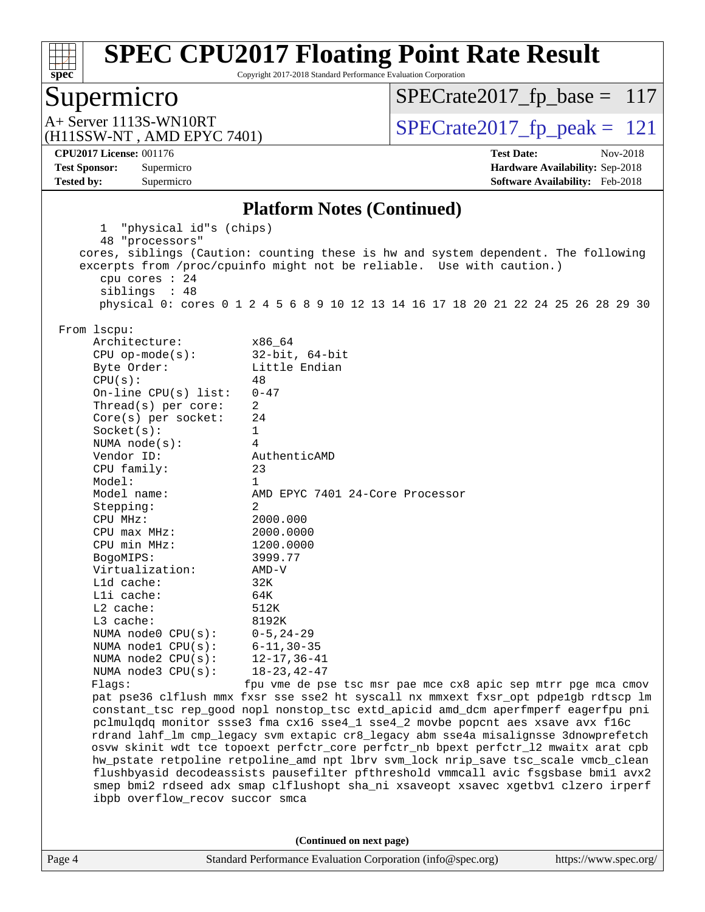## Platform Notes (Continued)

```
      1  "physical id"s (chips)
      48 "processors"
    cores, siblings (Caution: counting these is hw and system dependent. The following
    excerpts from /proc/cpuinfo might not be reliable.  Use with caution.)
      cpu cores : 24
      siblings  : 48
      physical 0: cores 0 1 2 4 5 6 8 9 10 12 13 14 16 17 18 20 21 22 24 25 26 28 29 30

 From lscpu:
      Architecture:          x86_64
      CPU op-mode(s):        32-bit, 64-bit
      Byte Order:            Little Endian
      CPU(s):                48
      On-line CPU(s) list:   0-47
      Thread(s) per core:    2
      Core(s) per socket:    24
      Socket(s):             1
      NUMA node(s):          4
      Vendor ID:             AuthenticAMD
      CPU family:            23
      Model:                 1
      Model name:            AMD EPYC 7401 24-Core Processor
      Stepping:              2
      CPU MHz:               2000.000
      CPU max MHz:           2000.0000
      CPU min MHz:           1200.0000
      BogoMIPS:              3999.77
      Virtualization:        AMD-V
      L1d cache:             32K
      L1i cache:             64K
      L2 cache:              512K
      L3 cache:              8192K
      NUMA node0 CPU(s):     0-5,24-29
      NUMA node1 CPU(s):     6-11,30-35
      NUMA node2 CPU(s):     12-17,36-41
      NUMA node3 CPU(s):     18-23,42-47
      Flags:                 fpu vme de pse tsc msr pae mce cx8 apic sep mtrr pge mca cmov
      pat pse36 clflush mmx fxsr sse sse2 ht syscall nx mmxext fxsr_opt pdpe1gb rdtscp lm
      constant_tsc rep_good nopl nonstop_tsc extd_apicid amd_dcm aperfmperf eagerfpu pni
      pclmulqdq monitor ssse3 fma cx16 sse4_1 sse4_2 movbe popcnt aes xsave avx f16c
      rdrand lahf_lm cmp_legacy svm extapic cr8_legacy abm sse4a misalignsse 3dnowprefetch
      osvw skinit wdt tce topoext perfctr_core perfctr_nb bpext perfctr_l2 mwaitx arat cpb
      hw_pstate retpoline retpoline_amd npt lbrv svm_lock nrip_save tsc_scale vmcb_clean
      flushbyasid decodeassists pausefilter pfthreshold vmmcall avic fsgsbase bmi1 avx2
      smep bmi2 rdseed adx smap clflushopt sha_ni xsaveopt xsavec xgetbv1 clzero irperf
      ibpb overflow_recov succor smca
```

(Continued on next page)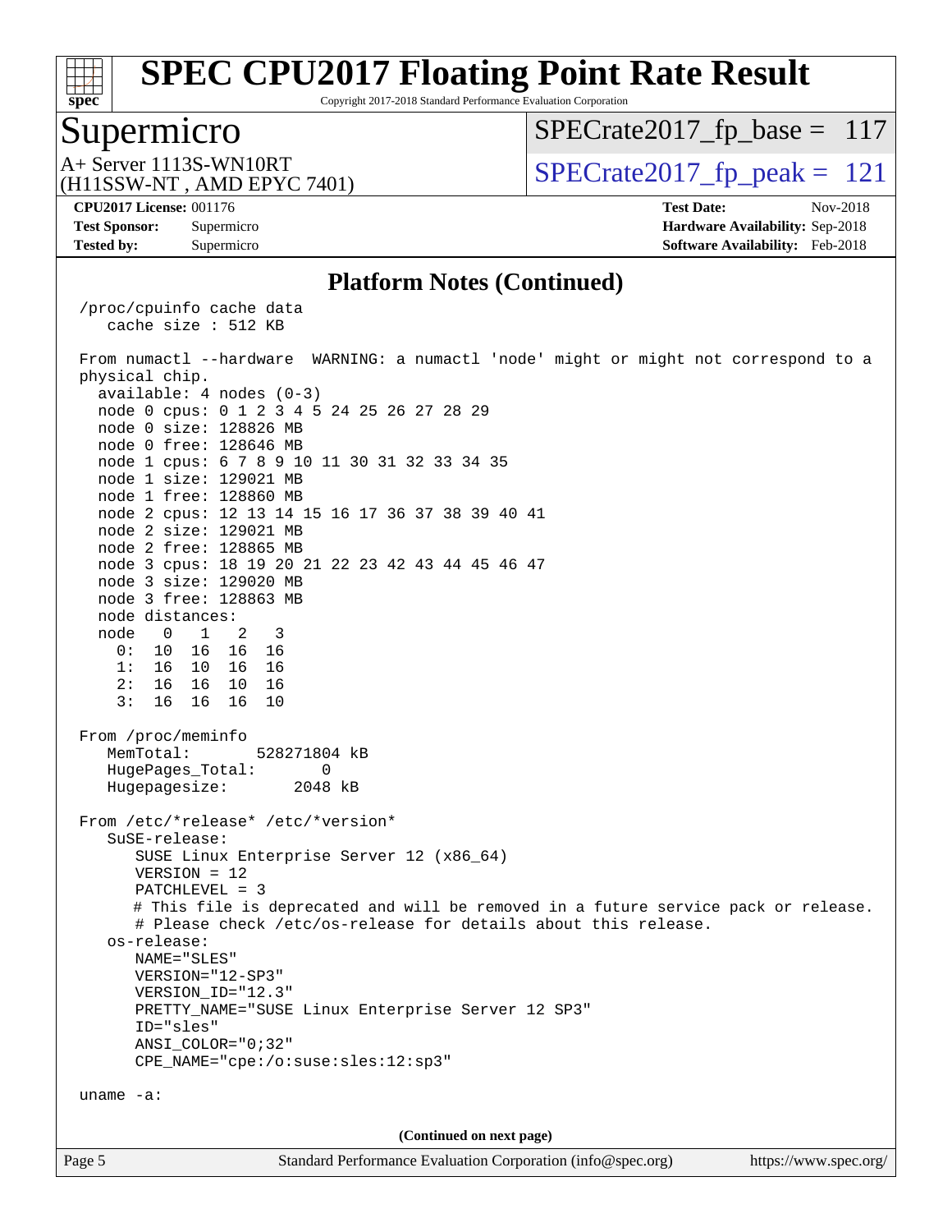## Platform Notes (Continued)

```
/proc/cpuinfo cache data
   cache size : 512 KB

From numactl --hardware  WARNING: a numactl 'node' might or might not correspond to a
physical chip.
  available: 4 nodes (0-3)
  node 0 cpus: 0 1 2 3 4 5 24 25 26 27 28 29
  node 0 size: 128826 MB
  node 0 free: 128646 MB
  node 1 cpus: 6 7 8 9 10 11 30 31 32 33 34 35
  node 1 size: 129021 MB
  node 1 free: 128860 MB
  node 2 cpus: 12 13 14 15 16 17 36 37 38 39 40 41
  node 2 size: 129021 MB
  node 2 free: 128865 MB
  node 3 cpus: 18 19 20 21 22 23 42 43 44 45 46 47
  node 3 size: 129020 MB
  node 3 free: 128863 MB
  node distances:
  node   0   1   2   3
    0:  10  16  16  16
    1:  16  10  16  16
    2:  16  16  10  16
    3:  16  16  16  10

From /proc/meminfo
   MemTotal:       528271804 kB
   HugePages_Total:       0
   Hugepagesize:       2048 kB

From /etc/*release* /etc/*version*
   SuSE-release:
      SUSE Linux Enterprise Server 12 (x86_64)
      VERSION = 12
      PATCHLEVEL = 3
      # This file is deprecated and will be removed in a future service pack or release.
      # Please check /etc/os-release for details about this release.
   os-release:
      NAME="SLES"
      VERSION="12-SP3"
      VERSION_ID="12.3"
      PRETTY_NAME="SUSE Linux Enterprise Server 12 SP3"
      ID="sles"
      ANSI_COLOR="0;32"
      CPE_NAME="cpe:/o:suse:sles:12:sp3"

uname -a:
```

(Continued on next page)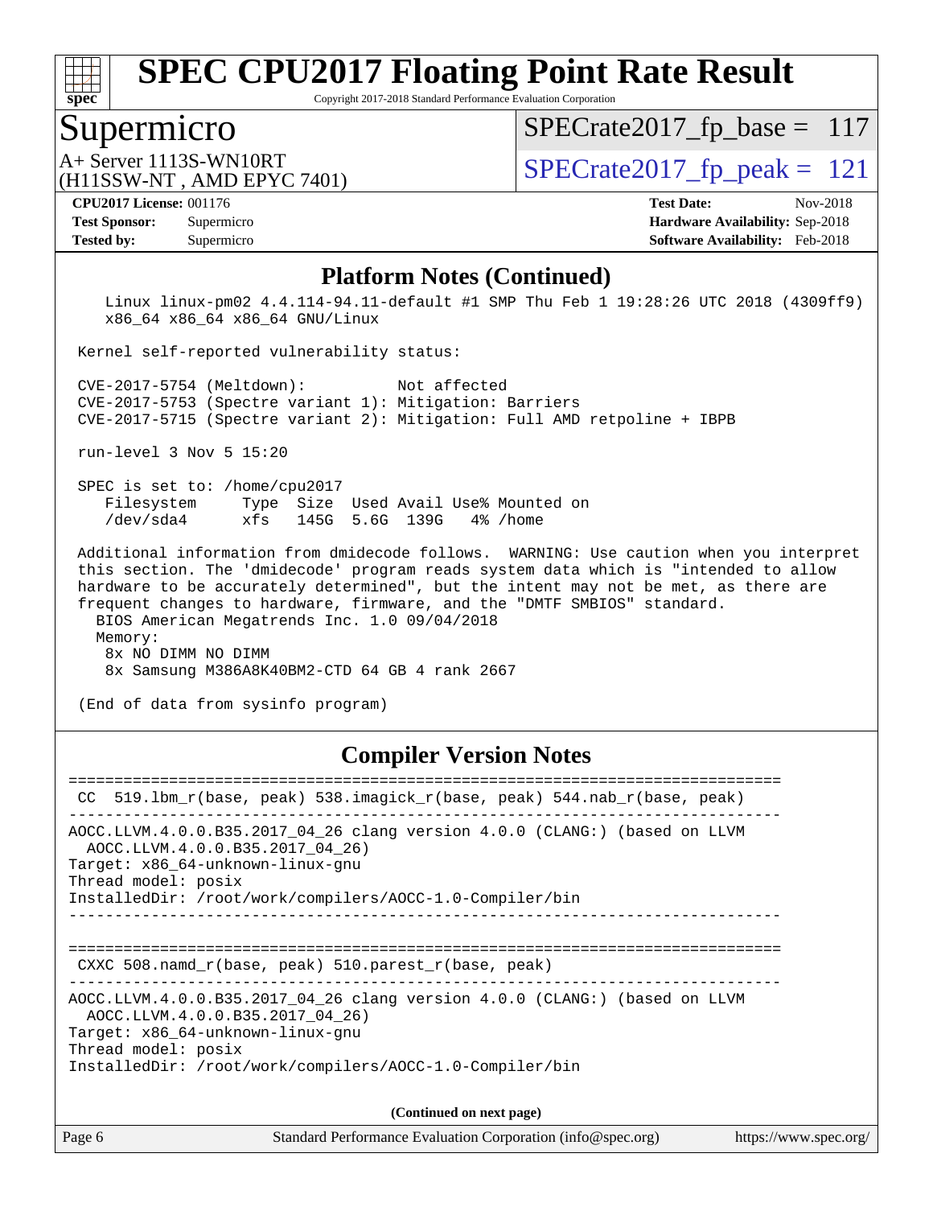## Platform Notes (Continued)

```
    Linux linux-pm02 4.4.114-94.11-default #1 SMP Thu Feb 1 19:28:26 UTC 2018 (4309ff9)
    x86_64 x86_64 x86_64 GNU/Linux

 Kernel self-reported vulnerability status:

 CVE-2017-5754 (Meltdown):          Not affected
 CVE-2017-5753 (Spectre variant 1): Mitigation: Barriers
 CVE-2017-5715 (Spectre variant 2): Mitigation: Full AMD retpoline + IBPB

 run-level 3 Nov 5 15:20

 SPEC is set to: /home/cpu2017
    Filesystem     Type  Size  Used Avail Use% Mounted on
    /dev/sda4      xfs   145G  5.6G  139G   4% /home

 Additional information from dmidecode follows.  WARNING: Use caution when you interpret
 this section. The 'dmidecode' program reads system data which is "intended to allow
 hardware to be accurately determined", but the intent may not be met, as there are
 frequent changes to hardware, firmware, and the "DMTF SMBIOS" standard.
   BIOS American Megatrends Inc. 1.0 09/04/2018
   Memory:
    8x NO DIMM NO DIMM
    8x Samsung M386A8K40BM2-CTD 64 GB 4 rank 2667

 (End of data from sysinfo program)
```

## Compiler Version Notes

```
==============================================================================
 CC  519.lbm_r(base, peak) 538.imagick_r(base, peak) 544.nab_r(base, peak)
------------------------------------------------------------------------------
AOCC.LLVM.4.0.0.B35.2017_04_26 clang version 4.0.0 (CLANG:) (based on LLVM
  AOCC.LLVM.4.0.0.B35.2017_04_26)
Target: x86_64-unknown-linux-gnu
Thread model: posix
InstalledDir: /root/work/compilers/AOCC-1.0-Compiler/bin
------------------------------------------------------------------------------

==============================================================================
 CXXC 508.namd_r(base, peak) 510.parest_r(base, peak)
------------------------------------------------------------------------------
AOCC.LLVM.4.0.0.B35.2017_04_26 clang version 4.0.0 (CLANG:) (based on LLVM
  AOCC.LLVM.4.0.0.B35.2017_04_26)
Target: x86_64-unknown-linux-gnu
Thread model: posix
InstalledDir: /root/work/compilers/AOCC-1.0-Compiler/bin
```

**(Continued on next page)**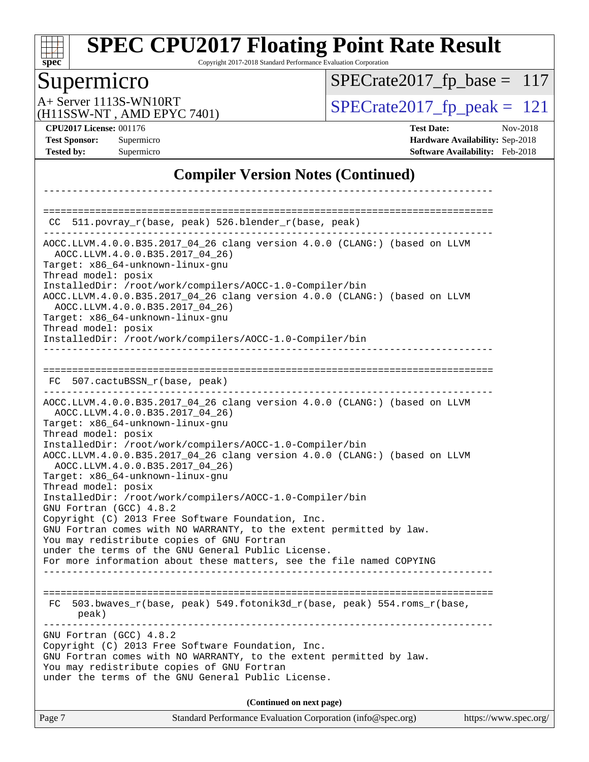## Compiler Version Notes (Continued)

```
------------------------------------------------------------------------------

==============================================================================
 CC  511.povray_r(base, peak) 526.blender_r(base, peak)
------------------------------------------------------------------------------
AOCC.LLVM.4.0.0.B35.2017_04_26 clang version 4.0.0 (CLANG:) (based on LLVM
  AOCC.LLVM.4.0.0.B35.2017_04_26)
Target: x86_64-unknown-linux-gnu
Thread model: posix
InstalledDir: /root/work/compilers/AOCC-1.0-Compiler/bin
AOCC.LLVM.4.0.0.B35.2017_04_26 clang version 4.0.0 (CLANG:) (based on LLVM
  AOCC.LLVM.4.0.0.B35.2017_04_26)
Target: x86_64-unknown-linux-gnu
Thread model: posix
InstalledDir: /root/work/compilers/AOCC-1.0-Compiler/bin
------------------------------------------------------------------------------

==============================================================================
 FC  507.cactuBSSN_r(base, peak)
------------------------------------------------------------------------------
AOCC.LLVM.4.0.0.B35.2017_04_26 clang version 4.0.0 (CLANG:) (based on LLVM
  AOCC.LLVM.4.0.0.B35.2017_04_26)
Target: x86_64-unknown-linux-gnu
Thread model: posix
InstalledDir: /root/work/compilers/AOCC-1.0-Compiler/bin
AOCC.LLVM.4.0.0.B35.2017_04_26 clang version 4.0.0 (CLANG:) (based on LLVM
  AOCC.LLVM.4.0.0.B35.2017_04_26)
Target: x86_64-unknown-linux-gnu
Thread model: posix
InstalledDir: /root/work/compilers/AOCC-1.0-Compiler/bin
GNU Fortran (GCC) 4.8.2
Copyright (C) 2013 Free Software Foundation, Inc.
GNU Fortran comes with NO WARRANTY, to the extent permitted by law.
You may redistribute copies of GNU Fortran
under the terms of the GNU General Public License.
For more information about these matters, see the file named COPYING
------------------------------------------------------------------------------

==============================================================================
 FC  503.bwaves_r(base, peak) 549.fotonik3d_r(base, peak) 554.roms_r(base,
      peak)
------------------------------------------------------------------------------
GNU Fortran (GCC) 4.8.2
Copyright (C) 2013 Free Software Foundation, Inc.
GNU Fortran comes with NO WARRANTY, to the extent permitted by law.
You may redistribute copies of GNU Fortran
under the terms of the GNU General Public License.
```

**(Continued on next page)**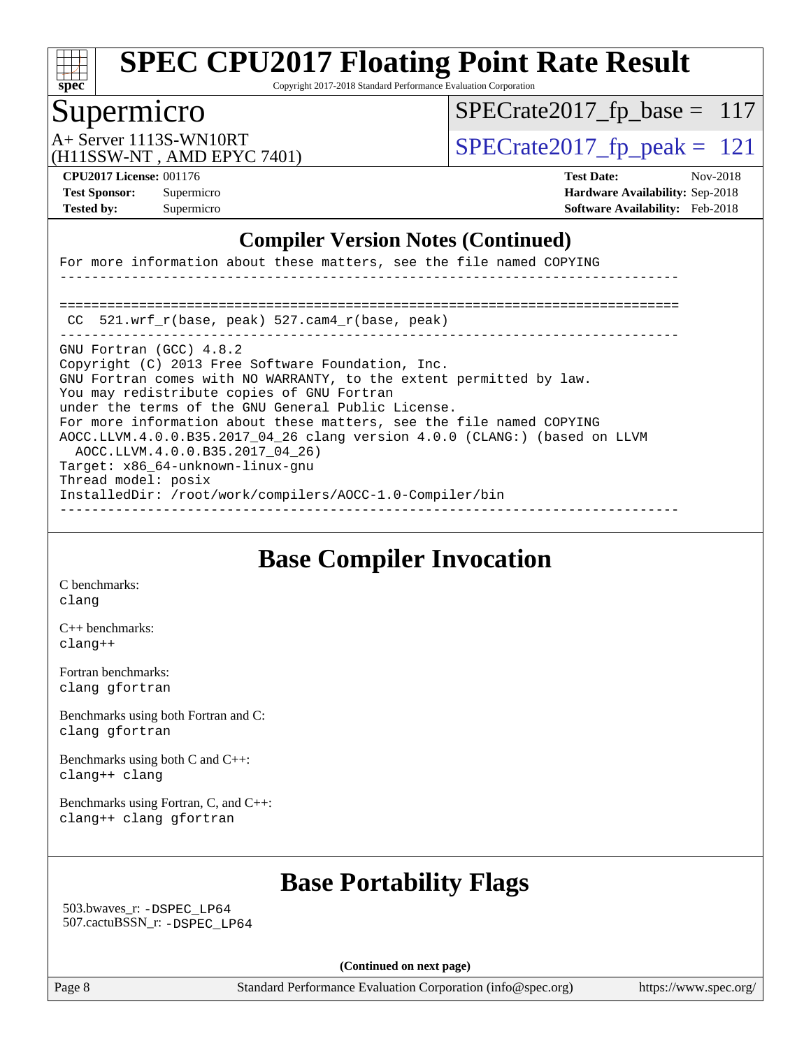# SPEC CPU2017 Floating Point Rate Result

Copyright 2017-2018 Standard Performance Evaluation Corporation

## Supermicro

A+ Server 1113S-WN10RT
(H11SSW-NT , AMD EPYC 7401)

SPECrate2017_fp_base = 117

SPECrate2017_fp_peak = 121

**CPU2017 License:** 001176
**Test Sponsor:** Supermicro
**Tested by:** Supermicro

**Test Date:** Nov-2018
**Hardware Availability:** Sep-2018
**Software Availability:** Feb-2018

## Compiler Version Notes (Continued)

```
For more information about these matters, see the file named COPYING
------------------------------------------------------------------------------

==============================================================================
 CC  521.wrf_r(base, peak) 527.cam4_r(base, peak)
------------------------------------------------------------------------------
GNU Fortran (GCC) 4.8.2
Copyright (C) 2013 Free Software Foundation, Inc.
GNU Fortran comes with NO WARRANTY, to the extent permitted by law.
You may redistribute copies of GNU Fortran
under the terms of the GNU General Public License.
For more information about these matters, see the file named COPYING
AOCC.LLVM.4.0.0.B35.2017_04_26 clang version 4.0.0 (CLANG:) (based on LLVM
  AOCC.LLVM.4.0.0.B35.2017_04_26)
Target: x86_64-unknown-linux-gnu
Thread model: posix
InstalledDir: /root/work/compilers/AOCC-1.0-Compiler/bin
------------------------------------------------------------------------------
```

## Base Compiler Invocation

C benchmarks:
clang

C++ benchmarks:
clang++

Fortran benchmarks:
clang gfortran

Benchmarks using both Fortran and C:
clang gfortran

Benchmarks using both C and C++:
clang++ clang

Benchmarks using Fortran, C, and C++:
clang++ clang gfortran

## Base Portability Flags

503.bwaves_r: -DSPEC_LP64
507.cactuBSSN_r: -DSPEC_LP64

**(Continued on next page)**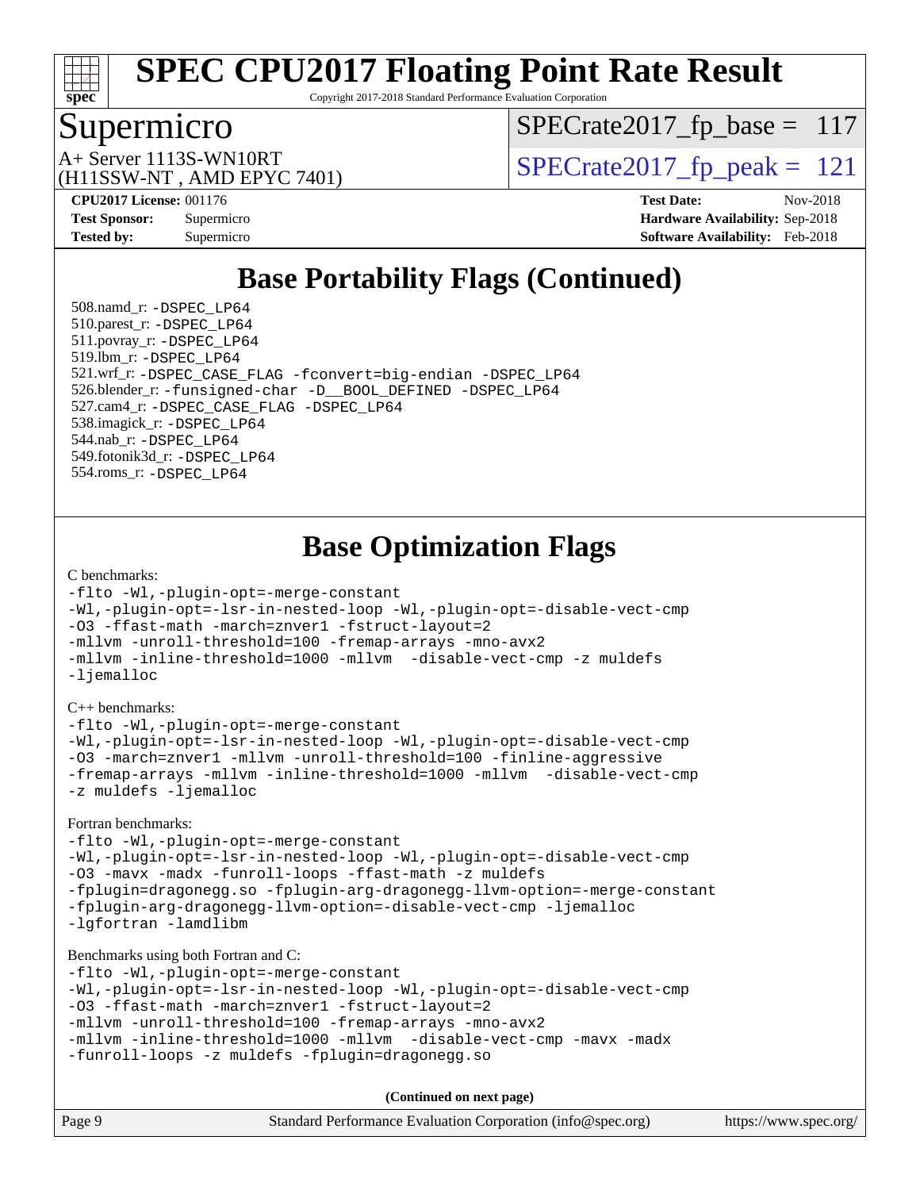# SPEC CPU2017 Floating Point Rate Result

Copyright 2017-2018 Standard Performance Evaluation Corporation

## Supermicro

A+ Server 1113S-WN10RT
(H11SSW-NT , AMD EPYC 7401)

SPECrate2017_fp_base = 117

SPECrate2017_fp_peak = 121

**CPU2017 License:** 001176
**Test Sponsor:** Supermicro
**Tested by:** Supermicro

**Test Date:** Nov-2018
**Hardware Availability:** Sep-2018
**Software Availability:** Feb-2018

## Base Portability Flags (Continued)

508.namd_r: -DSPEC_LP64
510.parest_r: -DSPEC_LP64
511.povray_r: -DSPEC_LP64
519.lbm_r: -DSPEC_LP64
521.wrf_r: -DSPEC_CASE_FLAG -fconvert=big-endian -DSPEC_LP64
526.blender_r: -funsigned-char -D__BOOL_DEFINED -DSPEC_LP64
527.cam4_r: -DSPEC_CASE_FLAG -DSPEC_LP64
538.imagick_r: -DSPEC_LP64
544.nab_r: -DSPEC_LP64
549.fotonik3d_r: -DSPEC_LP64
554.roms_r: -DSPEC_LP64

## Base Optimization Flags

C benchmarks:

```
-flto -Wl,-plugin-opt=-merge-constant
-Wl,-plugin-opt=-lsr-in-nested-loop -Wl,-plugin-opt=-disable-vect-cmp
-O3 -ffast-math -march=znver1 -fstruct-layout=2
-mllvm -unroll-threshold=100 -fremap-arrays -mno-avx2
-mllvm -inline-threshold=1000 -mllvm  -disable-vect-cmp -z muldefs
-ljemalloc
```

C++ benchmarks:

```
-flto -Wl,-plugin-opt=-merge-constant
-Wl,-plugin-opt=-lsr-in-nested-loop -Wl,-plugin-opt=-disable-vect-cmp
-O3 -march=znver1 -mllvm -unroll-threshold=100 -finline-aggressive
-fremap-arrays -mllvm -inline-threshold=1000 -mllvm  -disable-vect-cmp
-z muldefs -ljemalloc
```

Fortran benchmarks:

```
-flto -Wl,-plugin-opt=-merge-constant
-Wl,-plugin-opt=-lsr-in-nested-loop -Wl,-plugin-opt=-disable-vect-cmp
-O3 -mavx -madx -funroll-loops -ffast-math -z muldefs
-fplugin=dragonegg.so -fplugin-arg-dragonegg-llvm-option=-merge-constant
-fplugin-arg-dragonegg-llvm-option=-disable-vect-cmp -ljemalloc
-lgfortran -lamdlibm
```

Benchmarks using both Fortran and C:

```
-flto -Wl,-plugin-opt=-merge-constant
-Wl,-plugin-opt=-lsr-in-nested-loop -Wl,-plugin-opt=-disable-vect-cmp
-O3 -ffast-math -march=znver1 -fstruct-layout=2
-mllvm -unroll-threshold=100 -fremap-arrays -mno-avx2
-mllvm -inline-threshold=1000 -mllvm  -disable-vect-cmp -mavx -madx
-funroll-loops -z muldefs -fplugin=dragonegg.so
```

**(Continued on next page)**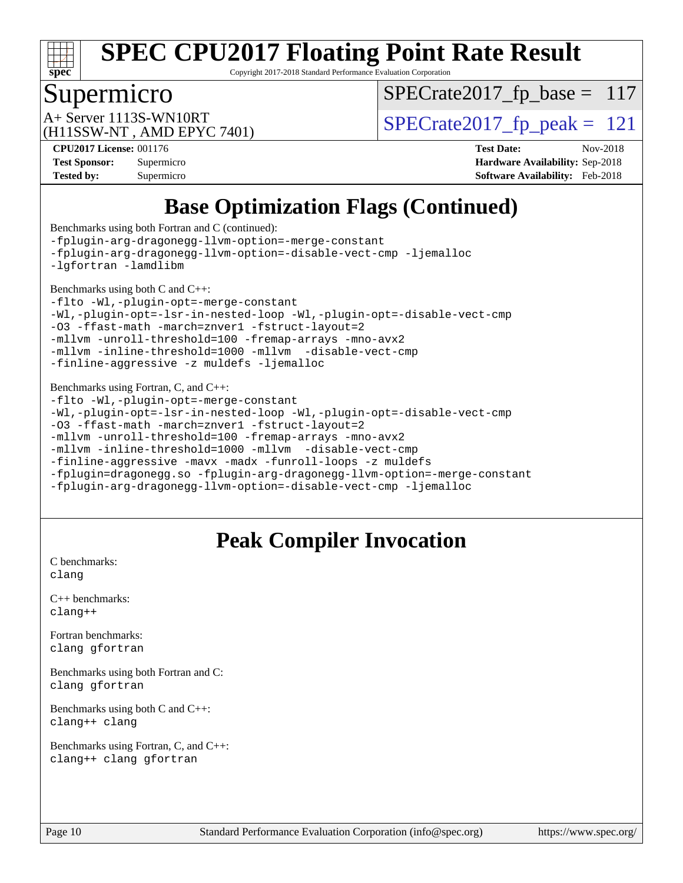## Base Optimization Flags (Continued)

Benchmarks using both Fortran and C (continued):

```
-fplugin-arg-dragonegg-llvm-option=-merge-constant
-fplugin-arg-dragonegg-llvm-option=-disable-vect-cmp -ljemalloc
-lgfortran -lamdlibm
```

Benchmarks using both C and C++:

```
-flto -Wl,-plugin-opt=-merge-constant
-Wl,-plugin-opt=-lsr-in-nested-loop -Wl,-plugin-opt=-disable-vect-cmp
-O3 -ffast-math -march=znver1 -fstruct-layout=2
-mllvm -unroll-threshold=100 -fremap-arrays -mno-avx2
-mllvm -inline-threshold=1000 -mllvm  -disable-vect-cmp
-finline-aggressive -z muldefs -ljemalloc
```

Benchmarks using Fortran, C, and C++:

```
-flto -Wl,-plugin-opt=-merge-constant
-Wl,-plugin-opt=-lsr-in-nested-loop -Wl,-plugin-opt=-disable-vect-cmp
-O3 -ffast-math -march=znver1 -fstruct-layout=2
-mllvm -unroll-threshold=100 -fremap-arrays -mno-avx2
-mllvm -inline-threshold=1000 -mllvm  -disable-vect-cmp
-finline-aggressive -mavx -madx -funroll-loops -z muldefs
-fplugin=dragonegg.so -fplugin-arg-dragonegg-llvm-option=-merge-constant
-fplugin-arg-dragonegg-llvm-option=-disable-vect-cmp -ljemalloc
```

## Peak Compiler Invocation

C benchmarks:
`clang`

C++ benchmarks:
`clang++`

Fortran benchmarks:
`clang gfortran`

Benchmarks using both Fortran and C:
`clang gfortran`

Benchmarks using both C and C++:
`clang++ clang`

Benchmarks using Fortran, C, and C++:
`clang++ clang gfortran`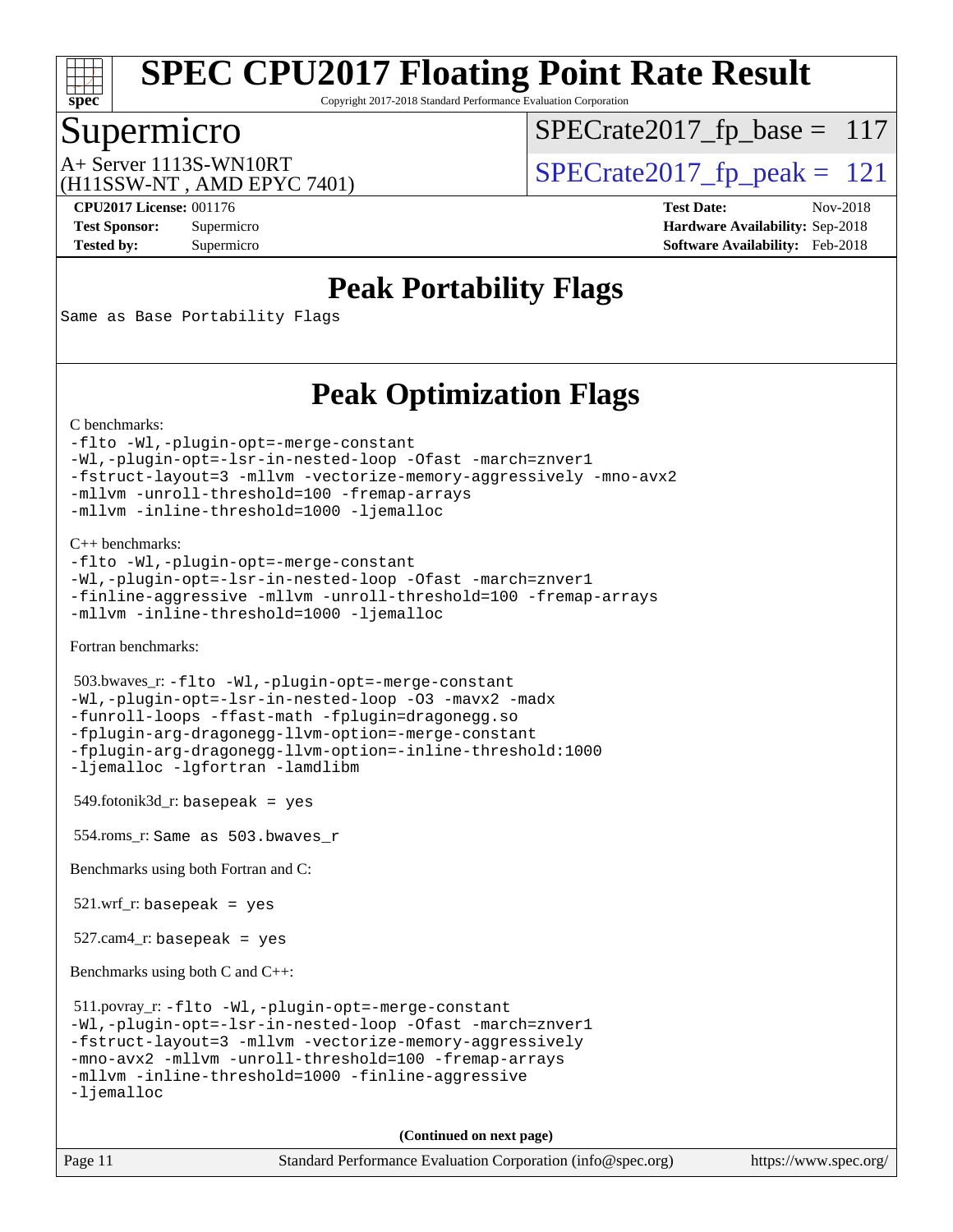# SPEC CPU2017 Floating Point Rate Result

Copyright 2017-2018 Standard Performance Evaluation Corporation

## Supermicro

A+ Server 1113S-WN10RT
(H11SSW-NT , AMD EPYC 7401)

SPECrate2017_fp_base = 117

SPECrate2017_fp_peak = 121

**CPU2017 License:** 001176
**Test Sponsor:** Supermicro
**Tested by:** Supermicro

**Test Date:** Nov-2018
**Hardware Availability:** Sep-2018
**Software Availability:** Feb-2018

## Peak Portability Flags

Same as Base Portability Flags

## Peak Optimization Flags

C benchmarks:

```
-flto -Wl,-plugin-opt=-merge-constant
-Wl,-plugin-opt=-lsr-in-nested-loop -Ofast -march=znver1
-fstruct-layout=3 -mllvm -vectorize-memory-aggressively -mno-avx2
-mllvm -unroll-threshold=100 -fremap-arrays
-mllvm -inline-threshold=1000 -ljemalloc
```

C++ benchmarks:

```
-flto -Wl,-plugin-opt=-merge-constant
-Wl,-plugin-opt=-lsr-in-nested-loop -Ofast -march=znver1
-finline-aggressive -mllvm -unroll-threshold=100 -fremap-arrays
-mllvm -inline-threshold=1000 -ljemalloc
```

Fortran benchmarks:

503.bwaves_r:
```
-flto -Wl,-plugin-opt=-merge-constant
-Wl,-plugin-opt=-lsr-in-nested-loop -O3 -mavx2 -madx
-funroll-loops -ffast-math -fplugin=dragonegg.so
-fplugin-arg-dragonegg-llvm-option=-merge-constant
-fplugin-arg-dragonegg-llvm-option=-inline-threshold:1000
-ljemalloc -lgfortran -lamdlibm
```

549.fotonik3d_r: `basepeak = yes`

554.roms_r: `Same as 503.bwaves_r`

Benchmarks using both Fortran and C:

521.wrf_r: `basepeak = yes`

527.cam4_r: `basepeak = yes`

Benchmarks using both C and C++:

511.povray_r:
```
-flto -Wl,-plugin-opt=-merge-constant
-Wl,-plugin-opt=-lsr-in-nested-loop -Ofast -march=znver1
-fstruct-layout=3 -mllvm -vectorize-memory-aggressively
-mno-avx2 -mllvm -unroll-threshold=100 -fremap-arrays
-mllvm -inline-threshold=1000 -finline-aggressive
-ljemalloc
```

**(Continued on next page)**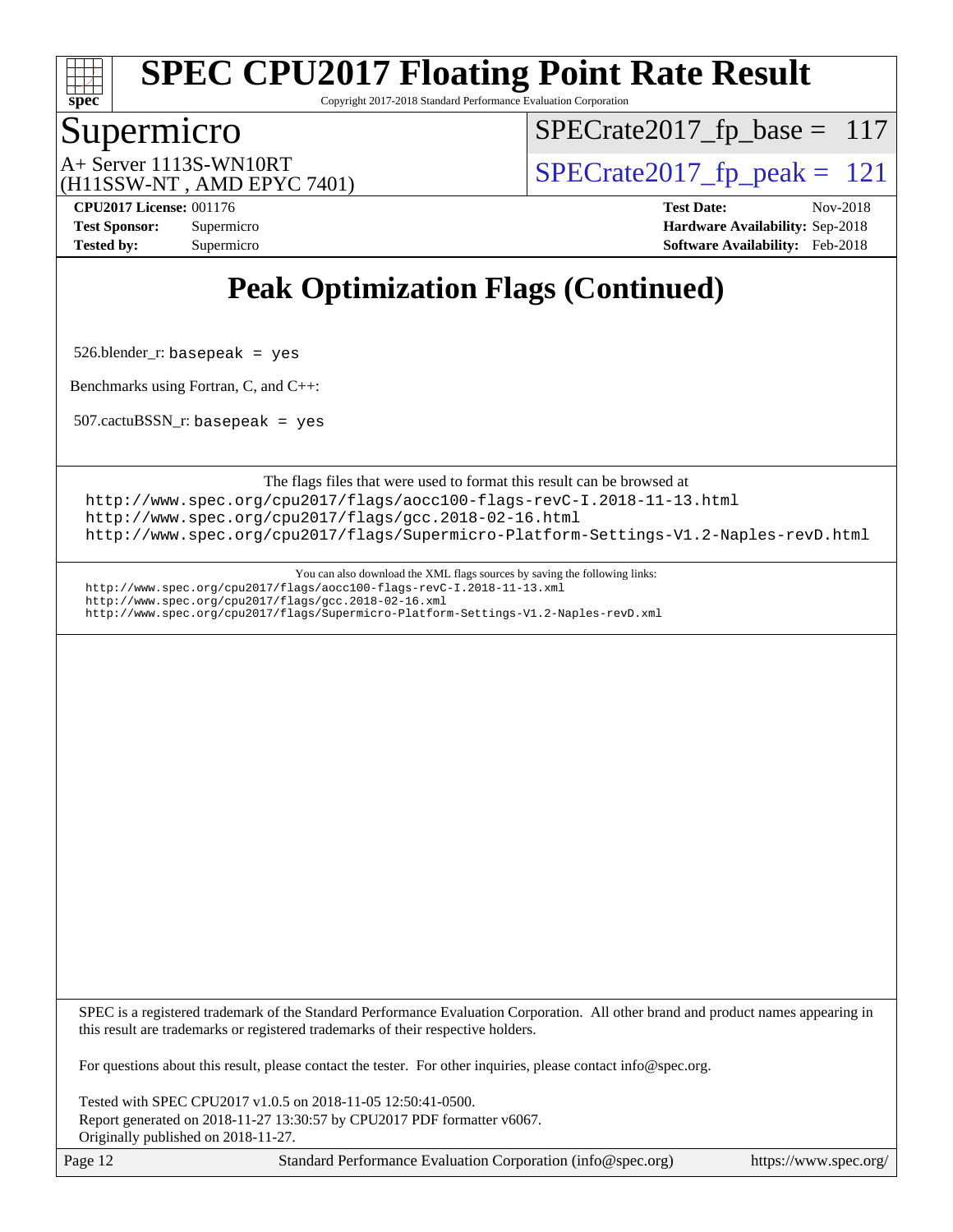# Peak Optimization Flags (Continued)

526.blender_r: basepeak = yes

Benchmarks using Fortran, C, and C++:

507.cactuBSSN_r: basepeak = yes

The flags files that were used to format this result can be browsed at

http://www.spec.org/cpu2017/flags/aocc100-flags-revC-I.2018-11-13.html
http://www.spec.org/cpu2017/flags/gcc.2018-02-16.html
http://www.spec.org/cpu2017/flags/Supermicro-Platform-Settings-V1.2-Naples-revD.html

You can also download the XML flags sources by saving the following links:

http://www.spec.org/cpu2017/flags/aocc100-flags-revC-I.2018-11-13.xml
http://www.spec.org/cpu2017/flags/gcc.2018-02-16.xml
http://www.spec.org/cpu2017/flags/Supermicro-Platform-Settings-V1.2-Naples-revD.xml

SPEC is a registered trademark of the Standard Performance Evaluation Corporation. All other brand and product names appearing in this result are trademarks or registered trademarks of their respective holders.

For questions about this result, please contact the tester. For other inquiries, please contact info@spec.org.

Tested with SPEC CPU2017 v1.0.5 on 2018-11-05 12:50:41-0500.
Report generated on 2018-11-27 13:30:57 by CPU2017 PDF formatter v6067.
Originally published on 2018-11-27.